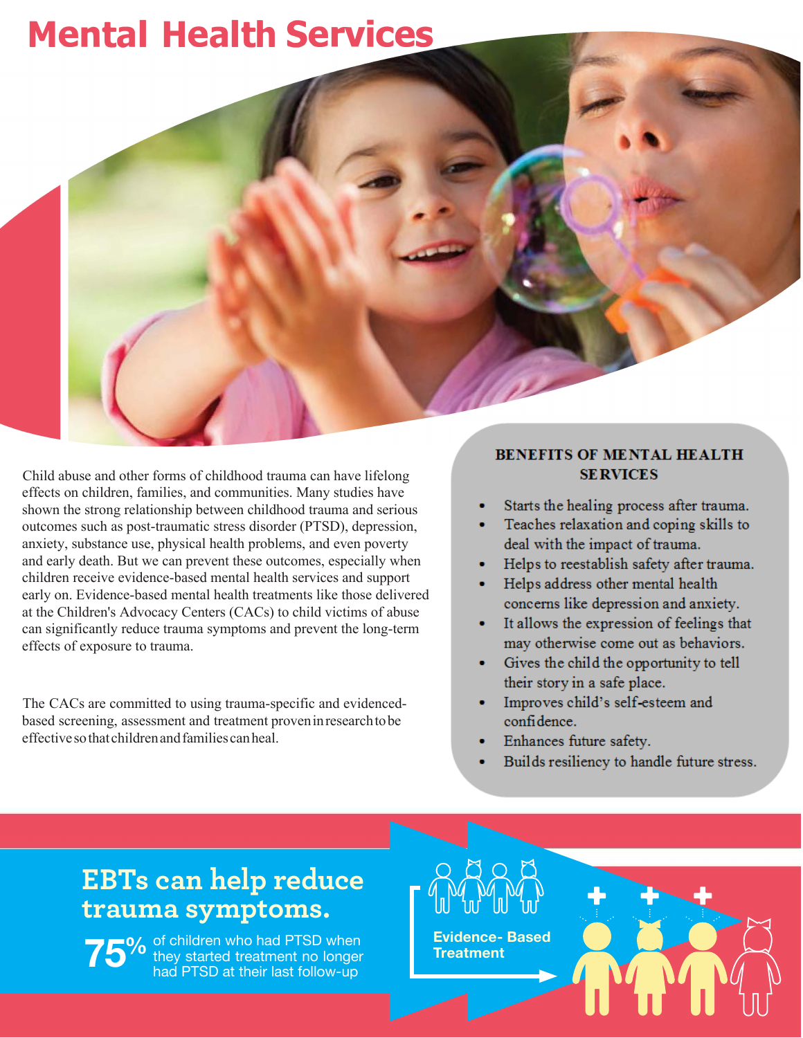# Mental Health Services

Child abuse and other forms of childhood trauma can have lifelong effects on children, families, and communities. Many studies have shown the strong relationship between childhood trauma and serious outcomes such as post-traumatic stress disorder (PTSD), depression, anxiety, substance use, physical health problems, and even poverty and early death. But we can prevent these outcomes, especially when children receive evidence-based mental health services and support early on. Evidence-based mental health treatments like those delivered at the Children's Advocacy Centers (CACs) to child victims of abuse can significantly reduce trauma symptoms and prevent the long-term effects of exposure to trauma.

The CACs are committed to using trauma-specific and evidenced-based screening, assessment and treatment proven in research to be effective so that children and families can heal.

## BENEFITS OF MENTAL HEALTH SERVICES

- Starts the healing process after trauma.
- Teaches relaxation and coping skills to deal with the impact of trauma.
- Helps to reestablish safety after trauma.
- Helps address other mental health concerns like depression and anxiety.
- It allows the expression of feelings that may otherwise come out as behaviors.
- Gives the child the opportunity to tell their story in a safe place.
- Improves child's self-esteem and confidence.
- Enhances future safety.
- Builds resiliency to handle future stress.

## EBTs can help reduce trauma symptoms.

**75%** of children who had PTSD when they started treatment no longer had PTSD at their last follow-up

Evidence- Based Treatment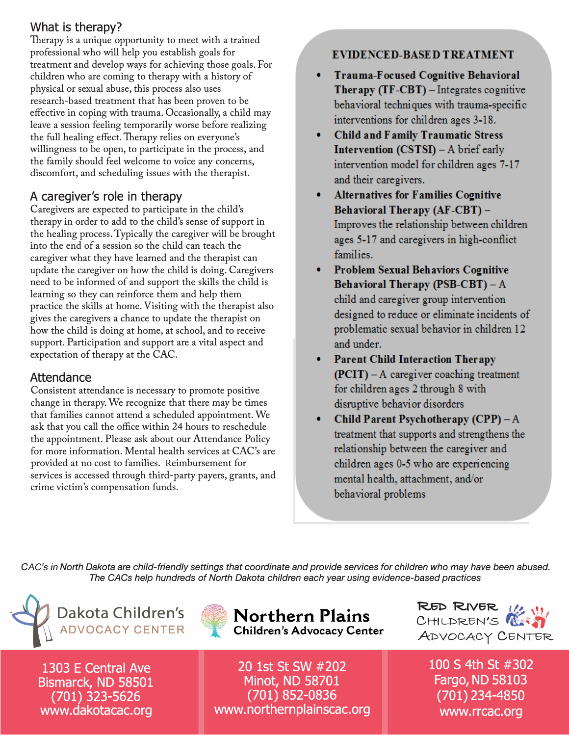## What is therapy?

Therapy is a unique opportunity to meet with a trained professional who will help you establish goals for treatment and develop ways for achieving those goals. For children who are coming to therapy with a history of physical or sexual abuse, this process also uses research-based treatment that has been proven to be effective in coping with trauma. Occasionally, a child may leave a session feeling temporarily worse before realizing the full healing effect. Therapy relies on everyone's willingness to be open, to participate in the process, and the family should feel welcome to voice any concerns, discomfort, and scheduling issues with the therapist.

## A caregiver's role in therapy

Caregivers are expected to participate in the child's therapy in order to add to the child's sense of support in the healing process. Typically the caregiver will be brought into the end of a session so the child can teach the caregiver what they have learned and the therapist can update the caregiver on how the child is doing. Caregivers need to be informed of and support the skills the child is learning so they can reinforce them and help them practice the skills at home. Visiting with the therapist also gives the caregivers a chance to update the therapist on how the child is doing at home, at school, and to receive support. Participation and support are a vital aspect and expectation of therapy at the CAC.

## Attendance

Consistent attendance is necessary to promote positive change in therapy. We recognize that there may be times that families cannot attend a scheduled appointment. We ask that you call the office within 24 hours to reschedule the appointment. Please ask about our Attendance Policy for more information. Mental health services at CAC's are provided at no cost to families. Reimbursement for services is accessed through third-party payers, grants, and crime victim's compensation funds.

## EVIDENCED-BASED TREATMENT

- **Trauma-Focused Cognitive Behavioral Therapy (TF-CBT)** – Integrates cognitive behavioral techniques with trauma-specific interventions for children ages 3-18.
- **Child and Family Traumatic Stress Intervention (CSTSI)** – A brief early intervention model for children ages 7-17 and their caregivers.
- **Alternatives for Families Cognitive Behavioral Therapy (AF-CBT)** – Improves the relationship between children ages 5-17 and caregivers in high-conflict families.
- **Problem Sexual Behaviors Cognitive Behavioral Therapy (PSB-CBT)** – A child and caregiver group intervention designed to reduce or eliminate incidents of problematic sexual behavior in children 12 and under.
- **Parent Child Interaction Therapy (PCIT)** – A caregiver coaching treatment for children ages 2 through 8 with disruptive behavior disorders
- **Child Parent Psychotherapy (CPP)** – A treatment that supports and strengthens the relationship between the caregiver and children ages 0-5 who are experiencing mental health, attachment, and/or behavioral problems

*CAC's in North Dakota are child-friendly settings that coordinate and provide services for children who may have been abused. The CACs help hundreds of North Dakota children each year using evidence-based practices*

**Dakota Children's Advocacy Center**
1303 E Central Ave
Bismarck, ND 58501
(701) 323-5626
www.dakotacac.org

**Northern Plains Children's Advocacy Center**
20 1st St SW #202
Minot, ND 58701
(701) 852-0836
www.northernplainscac.org

**Red River Children's Advocacy Center**
100 S 4th St #302
Fargo, ND 58103
(701) 234-4850
www.rrcac.org